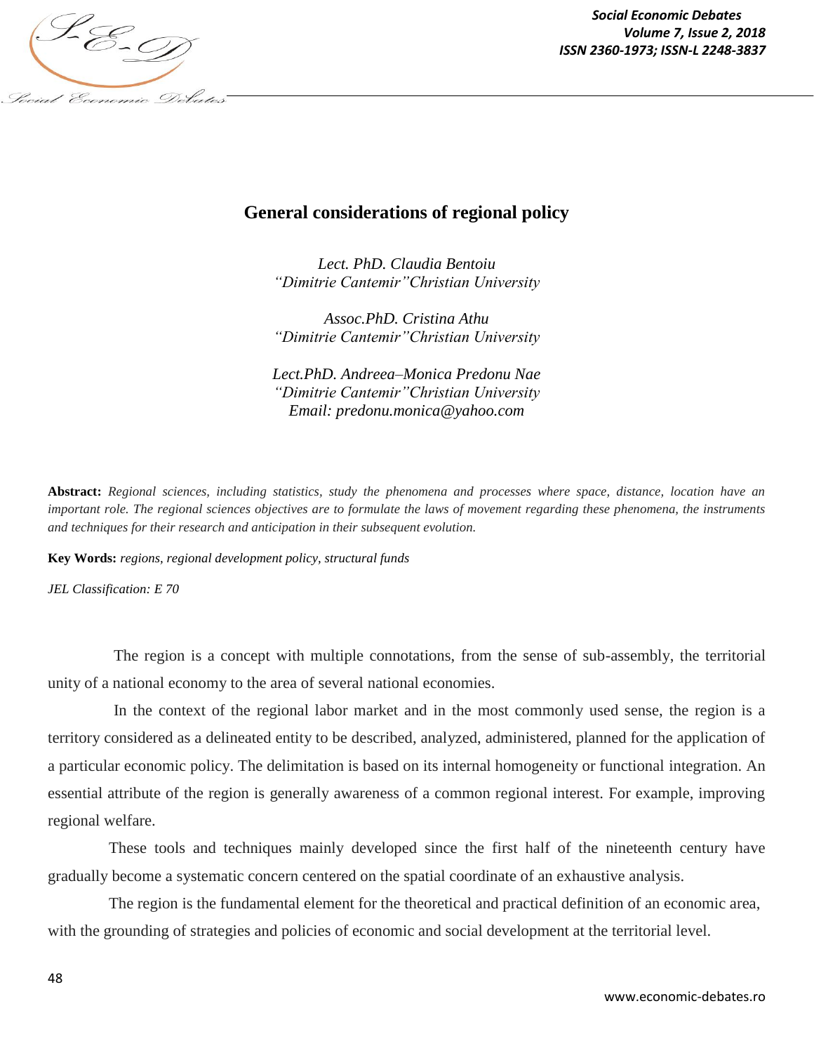# General considerations of regional policy

*Lect. PhD. Claudia Bentoiu*
*"Dimitrie Cantemir"Christian University*

*Assoc.PhD. Cristina Athu*
*"Dimitrie Cantemir"Christian University*

*Lect.PhD. Andreea–Monica Predonu Nae*
*"Dimitrie Cantemir"Christian University*
*Email: predonu.monica@yahoo.com*

**Abstract:** *Regional sciences, including statistics, study the phenomena and processes where space, distance, location have an important role. The regional sciences objectives are to formulate the laws of movement regarding these phenomena, the instruments and techniques for their research and anticipation in their subsequent evolution.*

**Key Words:** *regions, regional development policy, structural funds*

*JEL Classification: E 70*

The region is a concept with multiple connotations, from the sense of sub-assembly, the territorial unity of a national economy to the area of several national economies.

In the context of the regional labor market and in the most commonly used sense, the region is a territory considered as a delineated entity to be described, analyzed, administered, planned for the application of a particular economic policy. The delimitation is based on its internal homogeneity or functional integration. An essential attribute of the region is generally awareness of a common regional interest. For example, improving regional welfare.

These tools and techniques mainly developed since the first half of the nineteenth century have gradually become a systematic concern centered on the spatial coordinate of an exhaustive analysis.

The region is the fundamental element for the theoretical and practical definition of an economic area, with the grounding of strategies and policies of economic and social development at the territorial level.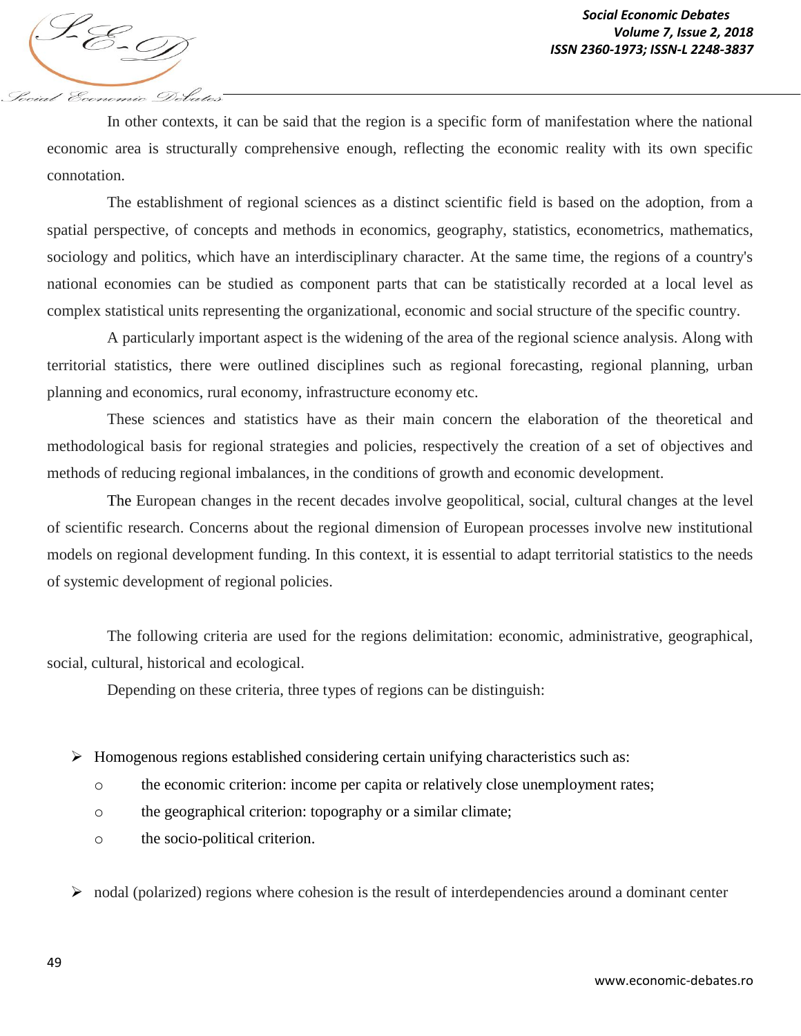In other contexts, it can be said that the region is a specific form of manifestation where the national economic area is structurally comprehensive enough, reflecting the economic reality with its own specific connotation.

The establishment of regional sciences as a distinct scientific field is based on the adoption, from a spatial perspective, of concepts and methods in economics, geography, statistics, econometrics, mathematics, sociology and politics, which have an interdisciplinary character. At the same time, the regions of a country's national economies can be studied as component parts that can be statistically recorded at a local level as complex statistical units representing the organizational, economic and social structure of the specific country.

A particularly important aspect is the widening of the area of the regional science analysis. Along with territorial statistics, there were outlined disciplines such as regional forecasting, regional planning, urban planning and economics, rural economy, infrastructure economy etc.

These sciences and statistics have as their main concern the elaboration of the theoretical and methodological basis for regional strategies and policies, respectively the creation of a set of objectives and methods of reducing regional imbalances, in the conditions of growth and economic development.

The European changes in the recent decades involve geopolitical, social, cultural changes at the level of scientific research. Concerns about the regional dimension of European processes involve new institutional models on regional development funding. In this context, it is essential to adapt territorial statistics to the needs of systemic development of regional policies.

The following criteria are used for the regions delimitation: economic, administrative, geographical, social, cultural, historical and ecological.

Depending on these criteria, three types of regions can be distinguish:

- Homogenous regions established considering certain unifying characteristics such as:
  - the economic criterion: income per capita or relatively close unemployment rates;
  - the geographical criterion: topography or a similar climate;
  - the socio-political criterion.
- nodal (polarized) regions where cohesion is the result of interdependencies around a dominant center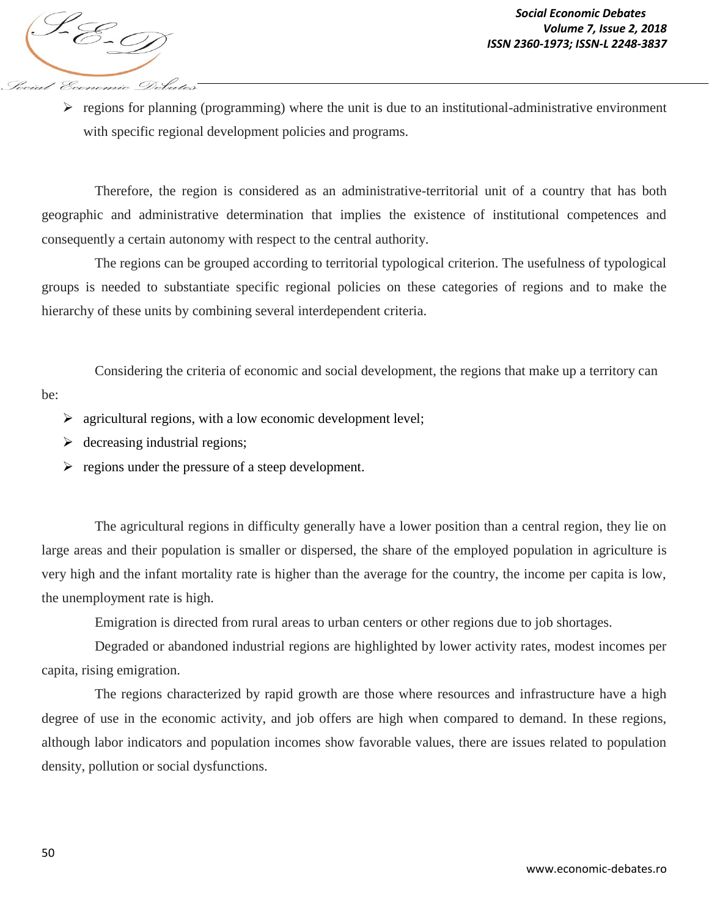- regions for planning (programming) where the unit is due to an institutional-administrative environment with specific regional development policies and programs.

Therefore, the region is considered as an administrative-territorial unit of a country that has both geographic and administrative determination that implies the existence of institutional competences and consequently a certain autonomy with respect to the central authority.

The regions can be grouped according to territorial typological criterion. The usefulness of typological groups is needed to substantiate specific regional policies on these categories of regions and to make the hierarchy of these units by combining several interdependent criteria.

Considering the criteria of economic and social development, the regions that make up a territory can be:

- agricultural regions, with a low economic development level;
- decreasing industrial regions;
- regions under the pressure of a steep development.

The agricultural regions in difficulty generally have a lower position than a central region, they lie on large areas and their population is smaller or dispersed, the share of the employed population in agriculture is very high and the infant mortality rate is higher than the average for the country, the income per capita is low, the unemployment rate is high.

Emigration is directed from rural areas to urban centers or other regions due to job shortages.

Degraded or abandoned industrial regions are highlighted by lower activity rates, modest incomes per capita, rising emigration.

The regions characterized by rapid growth are those where resources and infrastructure have a high degree of use in the economic activity, and job offers are high when compared to demand. In these regions, although labor indicators and population incomes show favorable values, there are issues related to population density, pollution or social dysfunctions.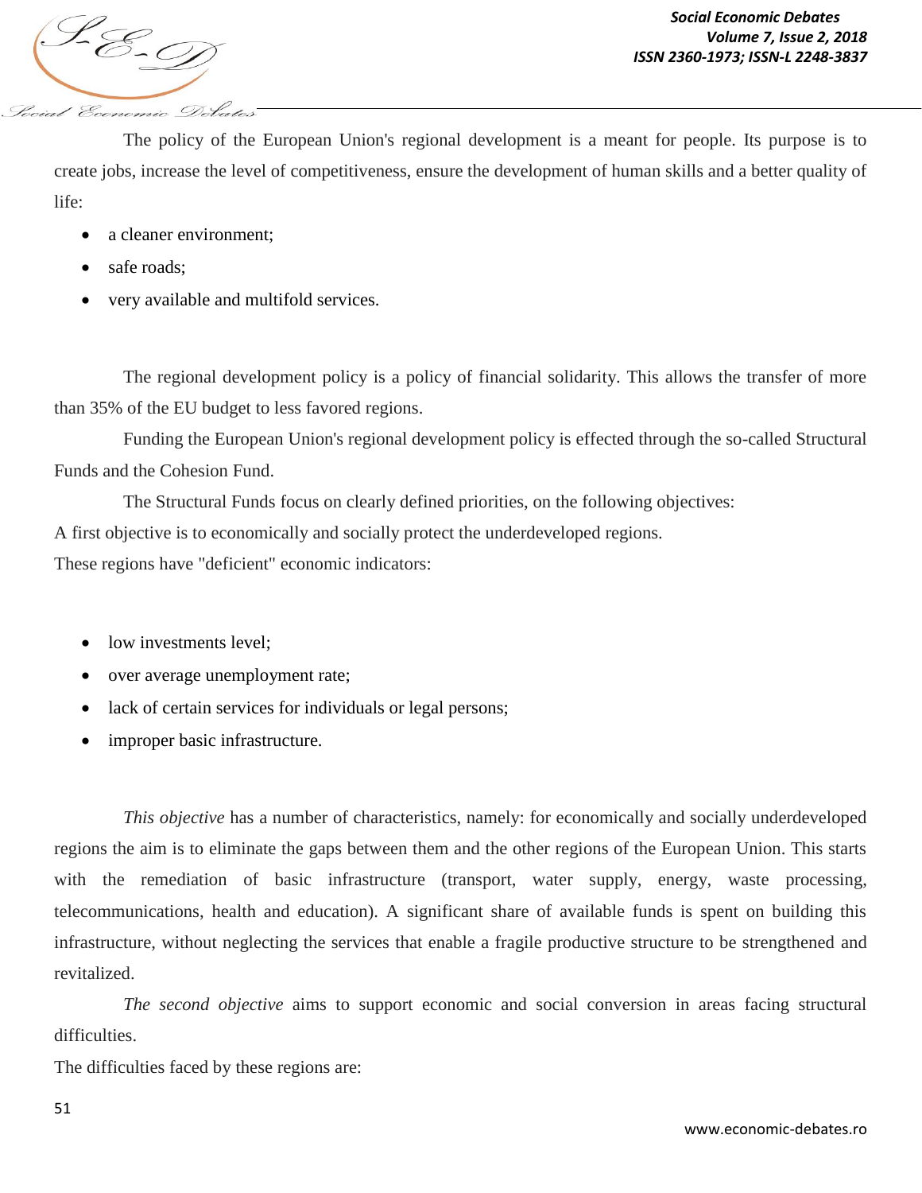The policy of the European Union's regional development is a meant for people. Its purpose is to create jobs, increase the level of competitiveness, ensure the development of human skills and a better quality of life:

- a cleaner environment;
- safe roads;
- very available and multifold services.

The regional development policy is a policy of financial solidarity. This allows the transfer of more than 35% of the EU budget to less favored regions.

Funding the European Union's regional development policy is effected through the so-called Structural Funds and the Cohesion Fund.

The Structural Funds focus on clearly defined priorities, on the following objectives:

A first objective is to economically and socially protect the underdeveloped regions.

These regions have "deficient" economic indicators:

- low investments level;
- over average unemployment rate;
- lack of certain services for individuals or legal persons;
- improper basic infrastructure.

*This objective* has a number of characteristics, namely: for economically and socially underdeveloped regions the aim is to eliminate the gaps between them and the other regions of the European Union. This starts with the remediation of basic infrastructure (transport, water supply, energy, waste processing, telecommunications, health and education). A significant share of available funds is spent on building this infrastructure, without neglecting the services that enable a fragile productive structure to be strengthened and revitalized.

*The second objective* aims to support economic and social conversion in areas facing structural difficulties.

The difficulties faced by these regions are: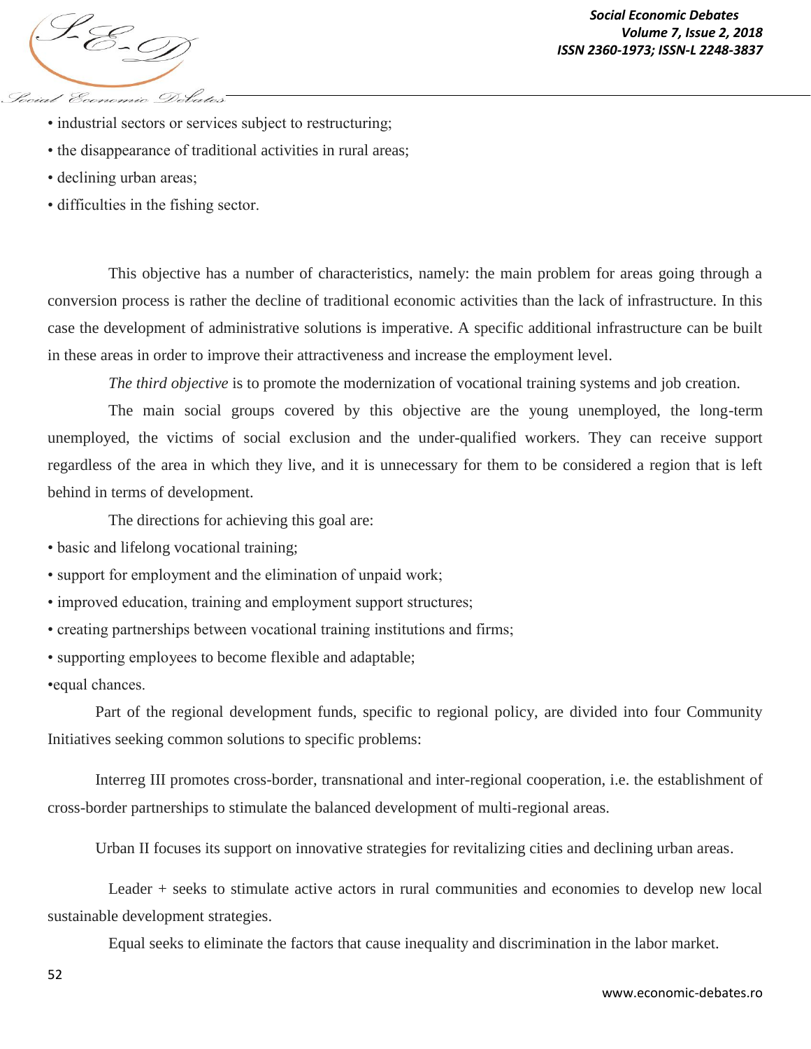- industrial sectors or services subject to restructuring;
- the disappearance of traditional activities in rural areas;
- declining urban areas;
- difficulties in the fishing sector.

This objective has a number of characteristics, namely: the main problem for areas going through a conversion process is rather the decline of traditional economic activities than the lack of infrastructure. In this case the development of administrative solutions is imperative. A specific additional infrastructure can be built in these areas in order to improve their attractiveness and increase the employment level.

*The third objective* is to promote the modernization of vocational training systems and job creation.

The main social groups covered by this objective are the young unemployed, the long-term unemployed, the victims of social exclusion and the under-qualified workers. They can receive support regardless of the area in which they live, and it is unnecessary for them to be considered a region that is left behind in terms of development.

The directions for achieving this goal are:

- basic and lifelong vocational training;
- support for employment and the elimination of unpaid work;
- improved education, training and employment support structures;
- creating partnerships between vocational training institutions and firms;
- supporting employees to become flexible and adaptable;
- equal chances.

Part of the regional development funds, specific to regional policy, are divided into four Community Initiatives seeking common solutions to specific problems:

Interreg III promotes cross-border, transnational and inter-regional cooperation, i.e. the establishment of cross-border partnerships to stimulate the balanced development of multi-regional areas.

Urban II focuses its support on innovative strategies for revitalizing cities and declining urban areas.

Leader + seeks to stimulate active actors in rural communities and economies to develop new local sustainable development strategies.

Equal seeks to eliminate the factors that cause inequality and discrimination in the labor market.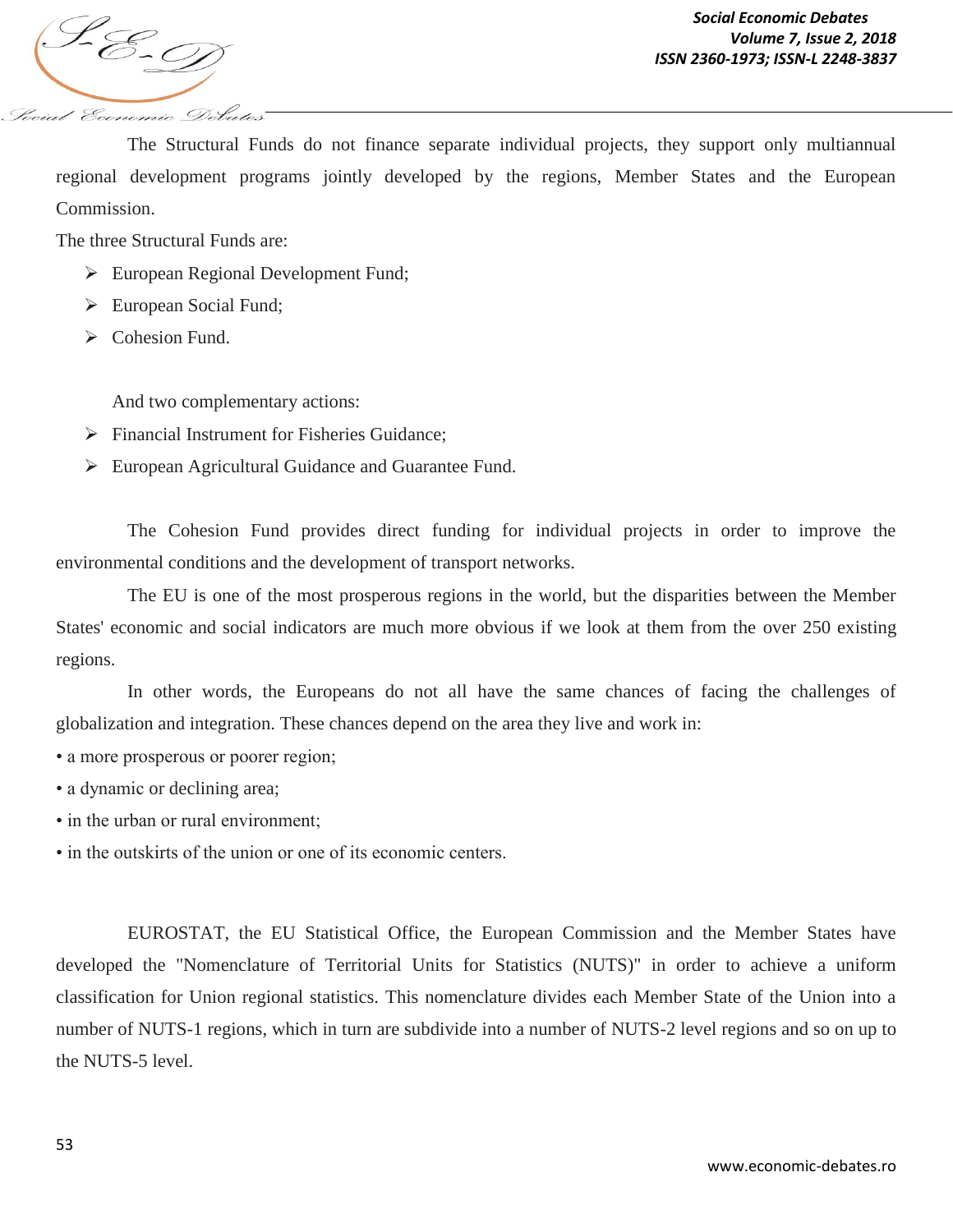The Structural Funds do not finance separate individual projects, they support only multiannual regional development programs jointly developed by the regions, Member States and the European Commission.

The three Structural Funds are:

- European Regional Development Fund;
- European Social Fund;
- Cohesion Fund.

And two complementary actions:

- Financial Instrument for Fisheries Guidance;
- European Agricultural Guidance and Guarantee Fund.

The Cohesion Fund provides direct funding for individual projects in order to improve the environmental conditions and the development of transport networks.

The EU is one of the most prosperous regions in the world, but the disparities between the Member States' economic and social indicators are much more obvious if we look at them from the over 250 existing regions.

In other words, the Europeans do not all have the same chances of facing the challenges of globalization and integration. These chances depend on the area they live and work in:

- a more prosperous or poorer region;
- a dynamic or declining area;
- in the urban or rural environment;
- in the outskirts of the union or one of its economic centers.

EUROSTAT, the EU Statistical Office, the European Commission and the Member States have developed the "Nomenclature of Territorial Units for Statistics (NUTS)" in order to achieve a uniform classification for Union regional statistics. This nomenclature divides each Member State of the Union into a number of NUTS-1 regions, which in turn are subdivide into a number of NUTS-2 level regions and so on up to the NUTS-5 level.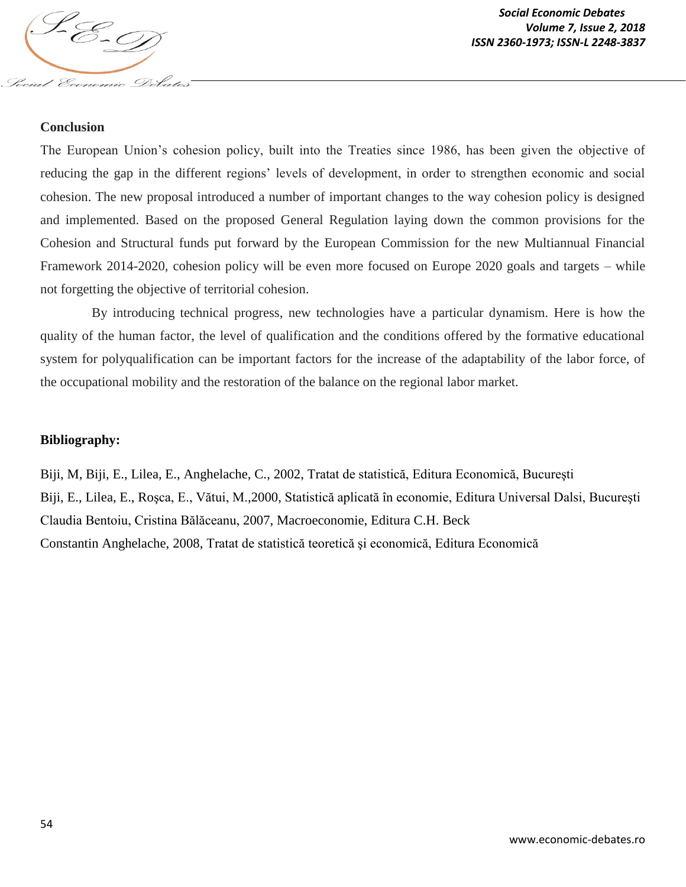## Conclusion

The European Union's cohesion policy, built into the Treaties since 1986, has been given the objective of reducing the gap in the different regions' levels of development, in order to strengthen economic and social cohesion. The new proposal introduced a number of important changes to the way cohesion policy is designed and implemented. Based on the proposed General Regulation laying down the common provisions for the Cohesion and Structural funds put forward by the European Commission for the new Multiannual Financial Framework 2014-2020, cohesion policy will be even more focused on Europe 2020 goals and targets – while not forgetting the objective of territorial cohesion.

By introducing technical progress, new technologies have a particular dynamism. Here is how the quality of the human factor, the level of qualification and the conditions offered by the formative educational system for polyqualification can be important factors for the increase of the adaptability of the labor force, of the occupational mobility and the restoration of the balance on the regional labor market.

## Bibliography:

Biji, M, Biji, E., Lilea, E., Anghelache, C., 2002, Tratat de statistică, Editura Economică, Bucureşti

Biji, E., Lilea, E., Roşca, E., Vătui, M.,2000, Statistică aplicată în economie, Editura Universal Dalsi, Bucureşti

Claudia Bentoiu, Cristina Bălăceanu, 2007, Macroeconomie, Editura C.H. Beck

Constantin Anghelache, 2008, Tratat de statistică teoretică şi economică, Editura Economică